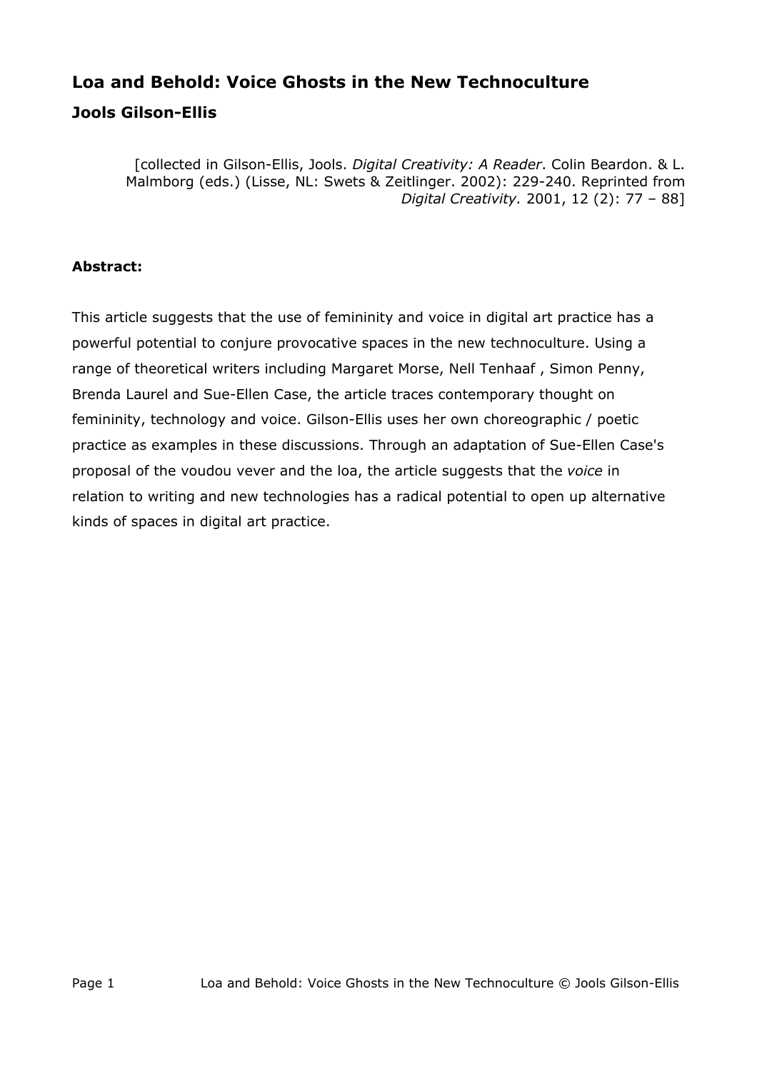# Loa and Behold: Voice Ghosts in the New Technoculture

## Jools Gilson-Ellis

[collected in Gilson-Ellis, Jools. *Digital Creativity: A Reader*. Colin Beardon. & L. Malmborg (eds.) (Lisse, NL: Swets & Zeitlinger. 2002): 229-240. Reprinted from *Digital Creativity.* 2001, 12 (2): 77 – 88]

**Abstract:**

This article suggests that the use of femininity and voice in digital art practice has a powerful potential to conjure provocative spaces in the new technoculture. Using a range of theoretical writers including Margaret Morse, Nell Tenhaaf , Simon Penny, Brenda Laurel and Sue-Ellen Case, the article traces contemporary thought on femininity, technology and voice. Gilson-Ellis uses her own choreographic / poetic practice as examples in these discussions. Through an adaptation of Sue-Ellen Case's proposal of the voudou vever and the loa, the article suggests that the *voice* in relation to writing and new technologies has a radical potential to open up alternative kinds of spaces in digital art practice.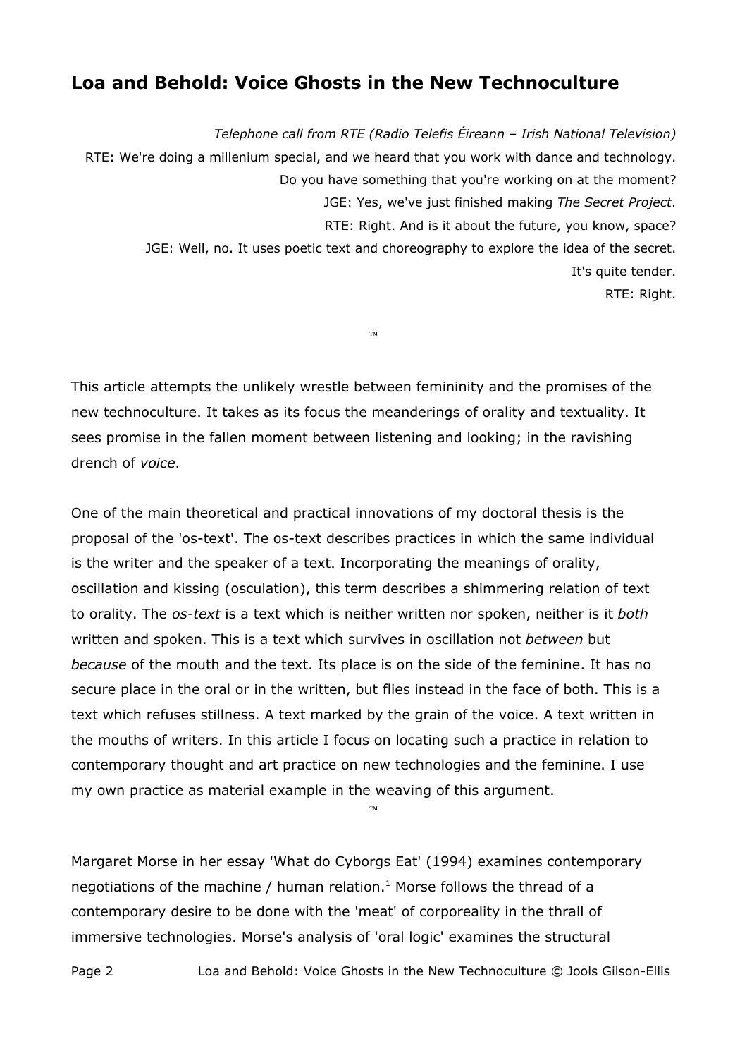## Loa and Behold: Voice Ghosts in the New Technoculture

*Telephone call from RTE (Radio Telefis Éireann – Irish National Television)*

RTE: We're doing a millenium special, and we heard that you work with dance and technology. Do you have something that you're working on at the moment?

JGE: Yes, we've just finished making *The Secret Project*.

RTE: Right. And is it about the future, you know, space?

JGE: Well, no. It uses poetic text and choreography to explore the idea of the secret. It's quite tender.

RTE: Right.

™

This article attempts the unlikely wrestle between femininity and the promises of the new technoculture. It takes as its focus the meanderings of orality and textuality. It sees promise in the fallen moment between listening and looking; in the ravishing drench of *voice*.

One of the main theoretical and practical innovations of my doctoral thesis is the proposal of the 'os-text'. The os-text describes practices in which the same individual is the writer and the speaker of a text. Incorporating the meanings of orality, oscillation and kissing (osculation), this term describes a shimmering relation of text to orality. The *os-text* is a text which is neither written nor spoken, neither is it *both* written and spoken. This is a text which survives in oscillation not *between* but *because* of the mouth and the text. Its place is on the side of the feminine. It has no secure place in the oral or in the written, but flies instead in the face of both. This is a text which refuses stillness. A text marked by the grain of the voice. A text written in the mouths of writers. In this article I focus on locating such a practice in relation to contemporary thought and art practice on new technologies and the feminine. I use my own practice as material example in the weaving of this argument.

™

Margaret Morse in her essay 'What do Cyborgs Eat' (1994) examines contemporary negotiations of the machine / human relation.[1] Morse follows the thread of a contemporary desire to be done with the 'meat' of corporeality in the thrall of immersive technologies. Morse's analysis of 'oral logic' examines the structural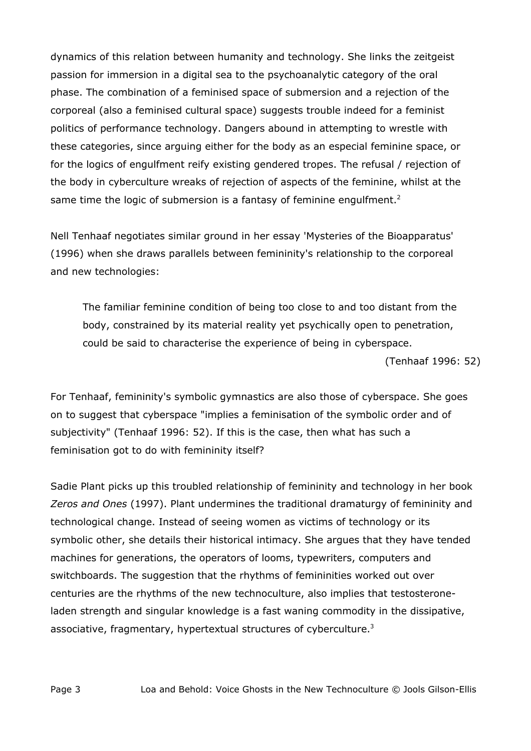dynamics of this relation between humanity and technology. She links the zeitgeist passion for immersion in a digital sea to the psychoanalytic category of the oral phase. The combination of a feminised space of submersion and a rejection of the corporeal (also a feminised cultural space) suggests trouble indeed for a feminist politics of performance technology. Dangers abound in attempting to wrestle with these categories, since arguing either for the body as an especial feminine space, or for the logics of engulfment reify existing gendered tropes. The refusal / rejection of the body in cyberculture wreaks of rejection of aspects of the feminine, whilst at the same time the logic of submersion is a fantasy of feminine engulfment.[2]

Nell Tenhaaf negotiates similar ground in her essay 'Mysteries of the Bioapparatus' (1996) when she draws parallels between femininity's relationship to the corporeal and new technologies:

> The familiar feminine condition of being too close to and too distant from the body, constrained by its material reality yet psychically open to penetration, could be said to characterise the experience of being in cyberspace.
>
> (Tenhaaf 1996: 52)

For Tenhaaf, femininity's symbolic gymnastics are also those of cyberspace. She goes on to suggest that cyberspace "implies a feminisation of the symbolic order and of subjectivity" (Tenhaaf 1996: 52). If this is the case, then what has such a feminisation got to do with femininity itself?

Sadie Plant picks up this troubled relationship of femininity and technology in her book *Zeros and Ones* (1997). Plant undermines the traditional dramaturgy of femininity and technological change. Instead of seeing women as victims of technology or its symbolic other, she details their historical intimacy. She argues that they have tended machines for generations, the operators of looms, typewriters, computers and switchboards. The suggestion that the rhythms of femininities worked out over centuries are the rhythms of the new technoculture, also implies that testosterone-laden strength and singular knowledge is a fast waning commodity in the dissipative, associative, fragmentary, hypertextual structures of cyberculture.[3]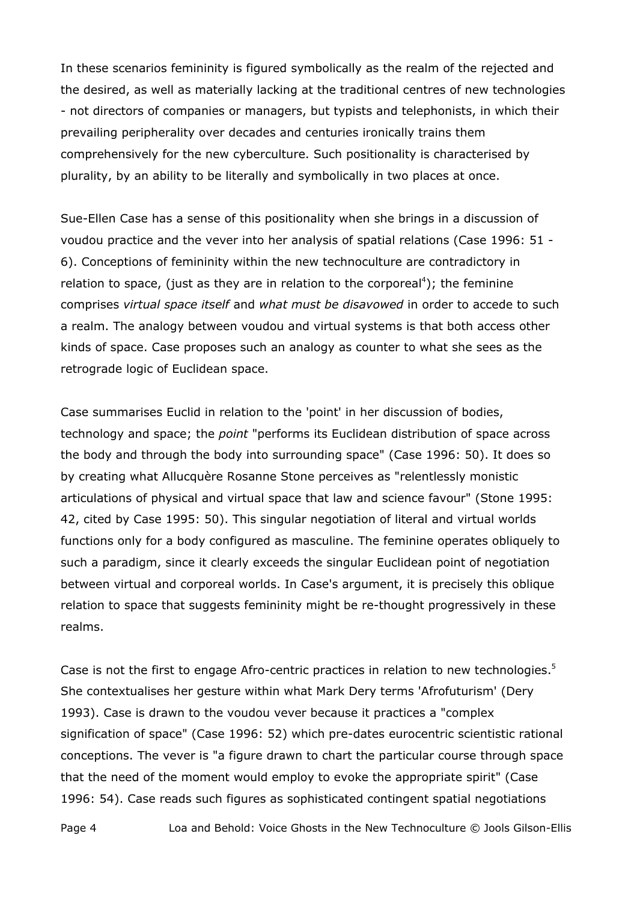In these scenarios femininity is figured symbolically as the realm of the rejected and the desired, as well as materially lacking at the traditional centres of new technologies - not directors of companies or managers, but typists and telephonists, in which their prevailing peripherality over decades and centuries ironically trains them comprehensively for the new cyberculture. Such positionality is characterised by plurality, by an ability to be literally and symbolically in two places at once.

Sue-Ellen Case has a sense of this positionality when she brings in a discussion of voudou practice and the vever into her analysis of spatial relations (Case 1996: 51 - 6). Conceptions of femininity within the new technoculture are contradictory in relation to space, (just as they are in relation to the corporeal[4]); the feminine comprises *virtual space itself* and *what must be disavowed* in order to accede to such a realm. The analogy between voudou and virtual systems is that both access other kinds of space. Case proposes such an analogy as counter to what she sees as the retrograde logic of Euclidean space.

Case summarises Euclid in relation to the 'point' in her discussion of bodies, technology and space; the *point* "performs its Euclidean distribution of space across the body and through the body into surrounding space" (Case 1996: 50). It does so by creating what Allucquère Rosanne Stone perceives as "relentlessly monistic articulations of physical and virtual space that law and science favour" (Stone 1995: 42, cited by Case 1995: 50). This singular negotiation of literal and virtual worlds functions only for a body configured as masculine. The feminine operates obliquely to such a paradigm, since it clearly exceeds the singular Euclidean point of negotiation between virtual and corporeal worlds. In Case's argument, it is precisely this oblique relation to space that suggests femininity might be re-thought progressively in these realms.

Case is not the first to engage Afro-centric practices in relation to new technologies.[5] She contextualises her gesture within what Mark Dery terms 'Afrofuturism' (Dery 1993). Case is drawn to the voudou vever because it practices a "complex signification of space" (Case 1996: 52) which pre-dates eurocentric scientistic rational conceptions. The vever is "a figure drawn to chart the particular course through space that the need of the moment would employ to evoke the appropriate spirit" (Case 1996: 54). Case reads such figures as sophisticated contingent spatial negotiations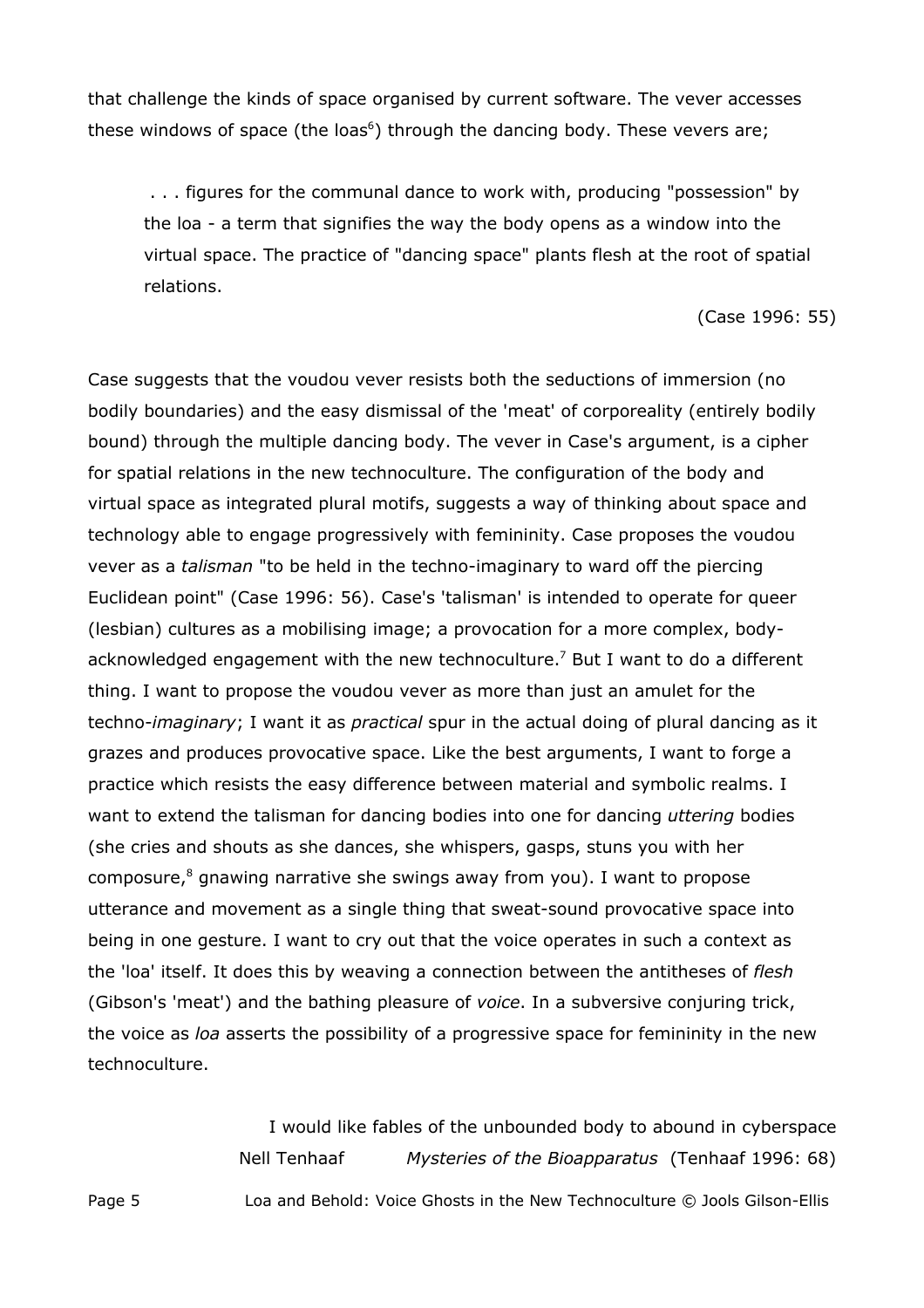that challenge the kinds of space organised by current software. The vever accesses these windows of space (the loas[6]) through the dancing body. These vevers are;

> . . . figures for the communal dance to work with, producing "possession" by the loa - a term that signifies the way the body opens as a window into the virtual space. The practice of "dancing space" plants flesh at the root of spatial relations.
>
> (Case 1996: 55)

Case suggests that the voudou vever resists both the seductions of immersion (no bodily boundaries) and the easy dismissal of the 'meat' of corporeality (entirely bodily bound) through the multiple dancing body. The vever in Case's argument, is a cipher for spatial relations in the new technoculture. The configuration of the body and virtual space as integrated plural motifs, suggests a way of thinking about space and technology able to engage progressively with femininity. Case proposes the voudou vever as a *talisman* "to be held in the techno-imaginary to ward off the piercing Euclidean point" (Case 1996: 56). Case's 'talisman' is intended to operate for queer (lesbian) cultures as a mobilising image; a provocation for a more complex, body-acknowledged engagement with the new technoculture.[7] But I want to do a different thing. I want to propose the voudou vever as more than just an amulet for the techno-*imaginary*; I want it as *practical* spur in the actual doing of plural dancing as it grazes and produces provocative space. Like the best arguments, I want to forge a practice which resists the easy difference between material and symbolic realms. I want to extend the talisman for dancing bodies into one for dancing *uttering* bodies (she cries and shouts as she dances, she whispers, gasps, stuns you with her composure,[8] gnawing narrative she swings away from you). I want to propose utterance and movement as a single thing that sweat-sound provocative space into being in one gesture. I want to cry out that the voice operates in such a context as the 'loa' itself. It does this by weaving a connection between the antitheses of *flesh* (Gibson's 'meat') and the bathing pleasure of *voice*. In a subversive conjuring trick, the voice as *loa* asserts the possibility of a progressive space for femininity in the new technoculture.

> I would like fables of the unbounded body to abound in cyberspace
>
> Nell Tenhaaf *Mysteries of the Bioapparatus* (Tenhaaf 1996: 68)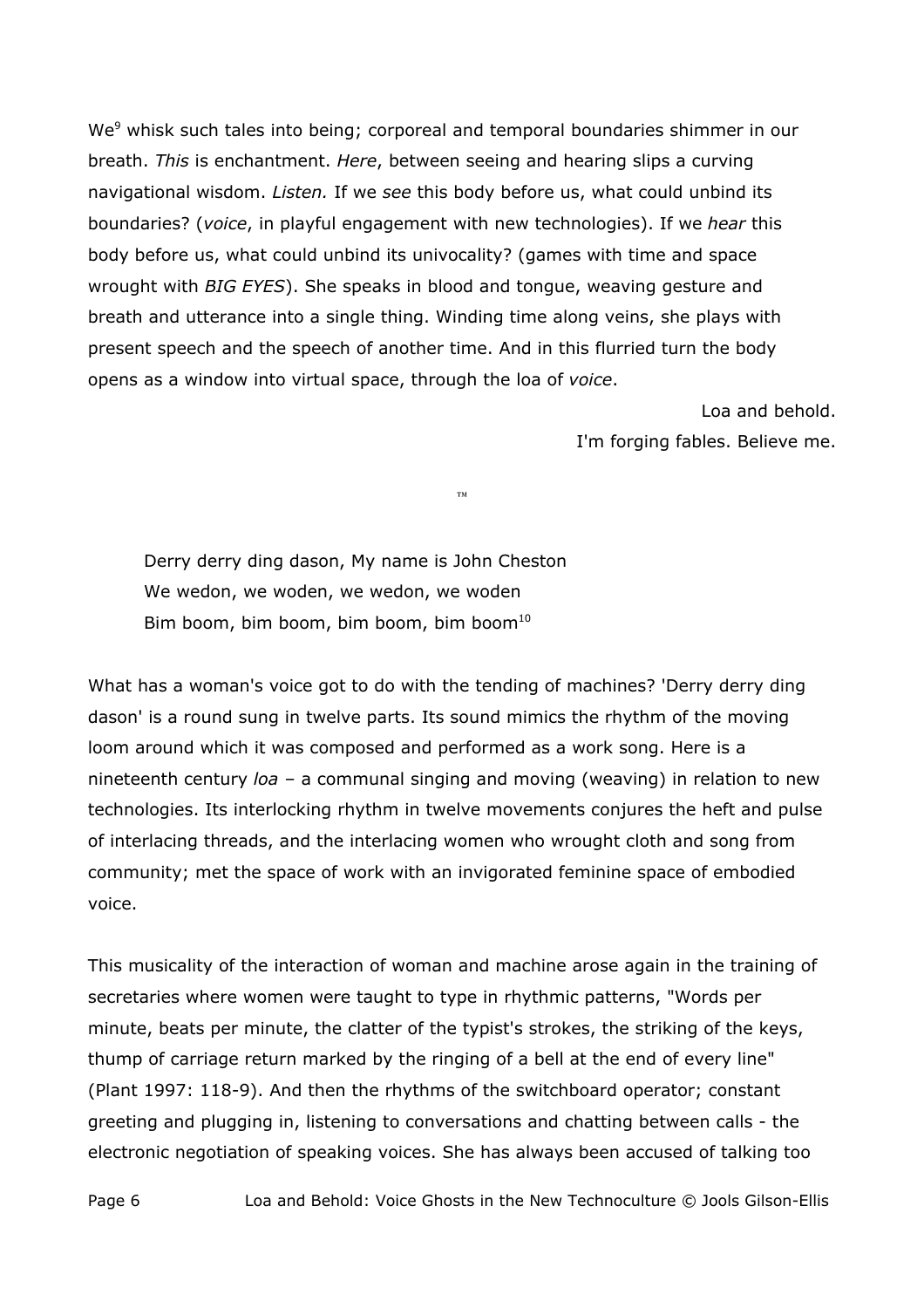We[9] whisk such tales into being; corporeal and temporal boundaries shimmer in our breath. *This* is enchantment. *Here*, between seeing and hearing slips a curving navigational wisdom. *Listen.* If we *see* this body before us, what could unbind its boundaries? (*voice*, in playful engagement with new technologies). If we *hear* this body before us, what could unbind its univocality? (games with time and space wrought with *BIG EYES*). She speaks in blood and tongue, weaving gesture and breath and utterance into a single thing. Winding time along veins, she plays with present speech and the speech of another time. And in this flurried turn the body opens as a window into virtual space, through the loa of *voice*.

Loa and behold.
I'm forging fables. Believe me.

™

> Derry derry ding dason, My name is John Cheston
> We wedon, we woden, we wedon, we woden
> Bim boom, bim boom, bim boom, bim boom[10]

What has a woman's voice got to do with the tending of machines? 'Derry derry ding dason' is a round sung in twelve parts. Its sound mimics the rhythm of the moving loom around which it was composed and performed as a work song. Here is a nineteenth century *loa* – a communal singing and moving (weaving) in relation to new technologies. Its interlocking rhythm in twelve movements conjures the heft and pulse of interlacing threads, and the interlacing women who wrought cloth and song from community; met the space of work with an invigorated feminine space of embodied voice.

This musicality of the interaction of woman and machine arose again in the training of secretaries where women were taught to type in rhythmic patterns, "Words per minute, beats per minute, the clatter of the typist's strokes, the striking of the keys, thump of carriage return marked by the ringing of a bell at the end of every line" (Plant 1997: 118-9). And then the rhythms of the switchboard operator; constant greeting and plugging in, listening to conversations and chatting between calls - the electronic negotiation of speaking voices. She has always been accused of talking too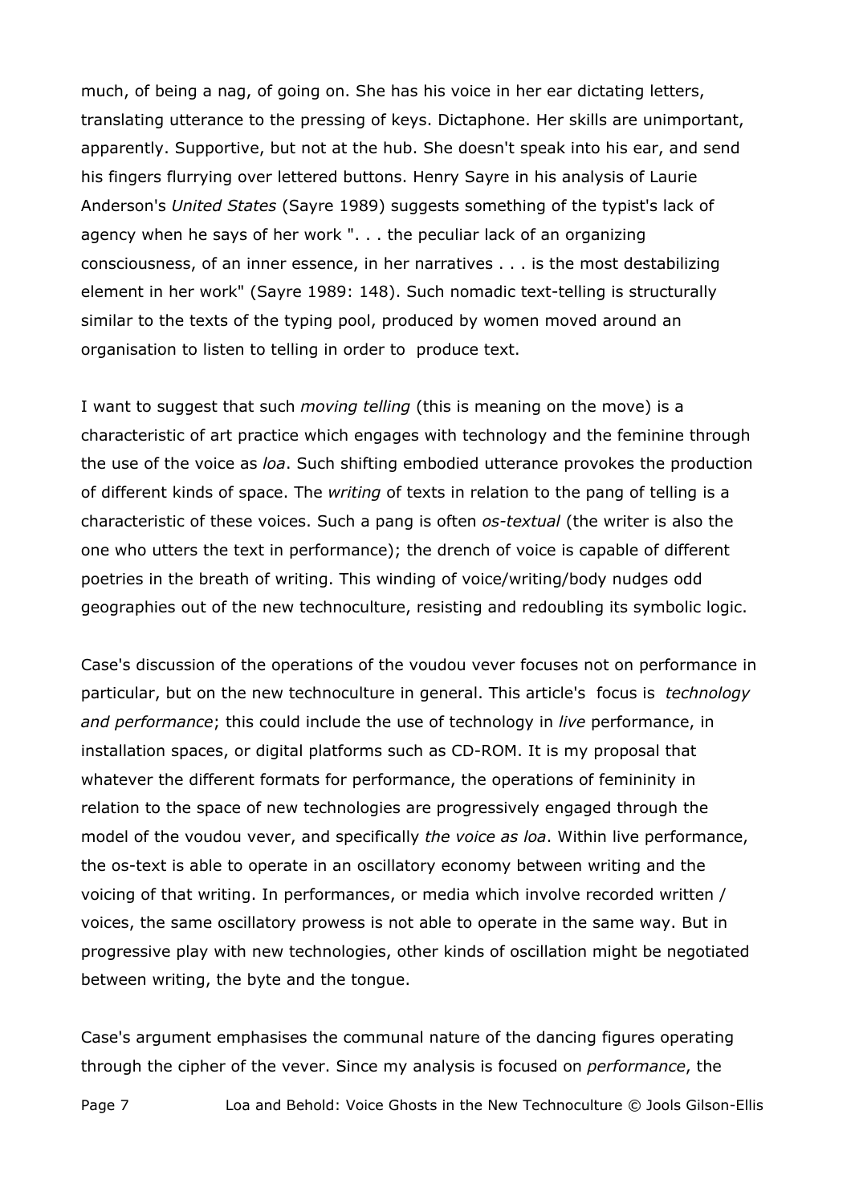much, of being a nag, of going on. She has his voice in her ear dictating letters, translating utterance to the pressing of keys. Dictaphone. Her skills are unimportant, apparently. Supportive, but not at the hub. She doesn't speak into his ear, and send his fingers flurrying over lettered buttons. Henry Sayre in his analysis of Laurie Anderson's *United States* (Sayre 1989) suggests something of the typist's lack of agency when he says of her work ". . . the peculiar lack of an organizing consciousness, of an inner essence, in her narratives . . . is the most destabilizing element in her work" (Sayre 1989: 148). Such nomadic text-telling is structurally similar to the texts of the typing pool, produced by women moved around an organisation to listen to telling in order to produce text.

I want to suggest that such *moving telling* (this is meaning on the move) is a characteristic of art practice which engages with technology and the feminine through the use of the voice as *loa*. Such shifting embodied utterance provokes the production of different kinds of space. The *writing* of texts in relation to the pang of telling is a characteristic of these voices. Such a pang is often *os-textual* (the writer is also the one who utters the text in performance); the drench of voice is capable of different poetries in the breath of writing. This winding of voice/writing/body nudges odd geographies out of the new technoculture, resisting and redoubling its symbolic logic.

Case's discussion of the operations of the voudou vever focuses not on performance in particular, but on the new technoculture in general. This article's focus is *technology and performance*; this could include the use of technology in *live* performance, in installation spaces, or digital platforms such as CD-ROM. It is my proposal that whatever the different formats for performance, the operations of femininity in relation to the space of new technologies are progressively engaged through the model of the voudou vever, and specifically *the voice as loa*. Within live performance, the os-text is able to operate in an oscillatory economy between writing and the voicing of that writing. In performances, or media which involve recorded written / voices, the same oscillatory prowess is not able to operate in the same way. But in progressive play with new technologies, other kinds of oscillation might be negotiated between writing, the byte and the tongue.

Case's argument emphasises the communal nature of the dancing figures operating through the cipher of the vever. Since my analysis is focused on *performance*, the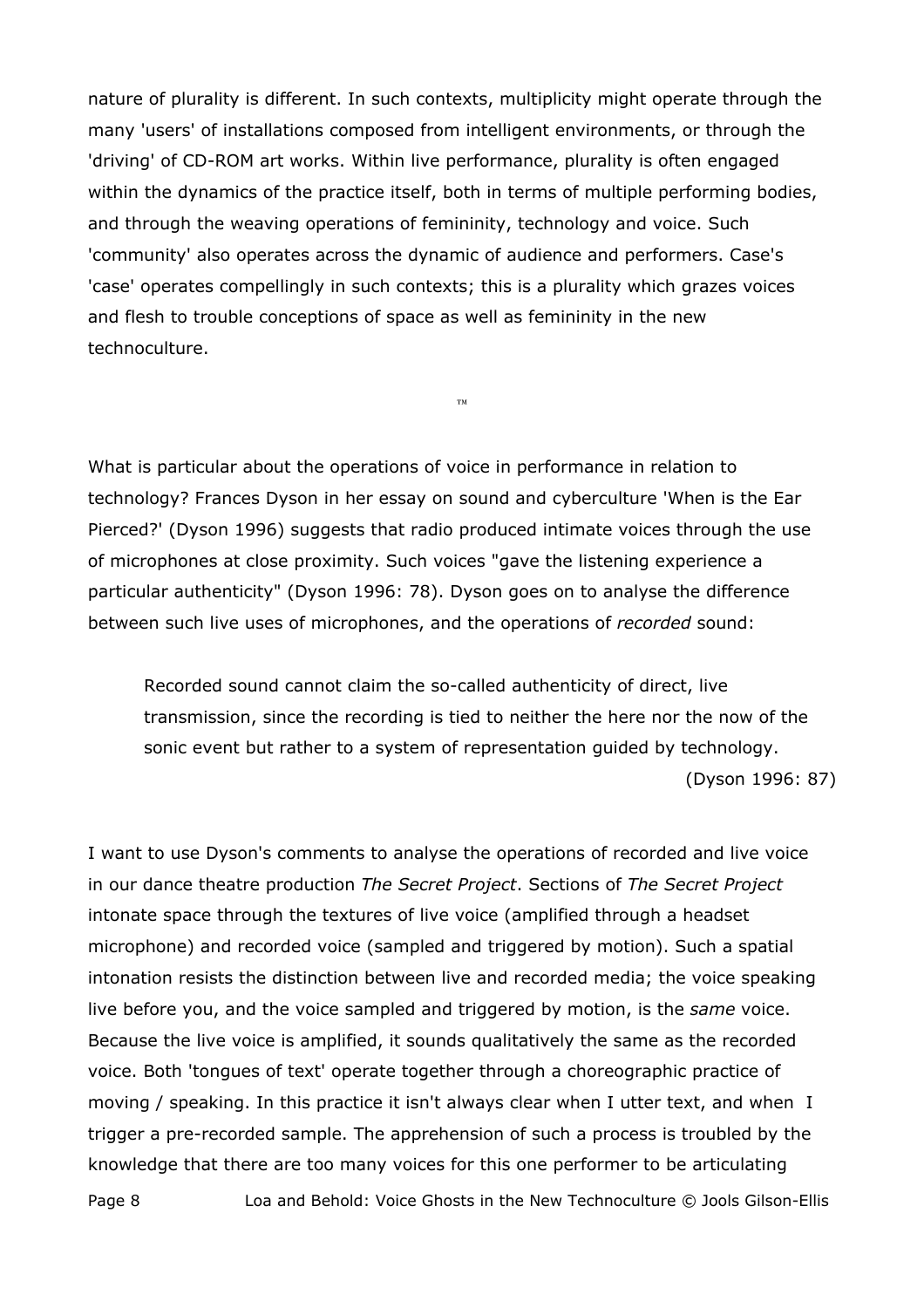nature of plurality is different. In such contexts, multiplicity might operate through the many 'users' of installations composed from intelligent environments, or through the 'driving' of CD-ROM art works. Within live performance, plurality is often engaged within the dynamics of the practice itself, both in terms of multiple performing bodies, and through the weaving operations of femininity, technology and voice. Such 'community' also operates across the dynamic of audience and performers. Case's 'case' operates compellingly in such contexts; this is a plurality which grazes voices and flesh to trouble conceptions of space as well as femininity in the new technoculture.

™

What is particular about the operations of voice in performance in relation to technology? Frances Dyson in her essay on sound and cyberculture 'When is the Ear Pierced?' (Dyson 1996) suggests that radio produced intimate voices through the use of microphones at close proximity. Such voices "gave the listening experience a particular authenticity" (Dyson 1996: 78). Dyson goes on to analyse the difference between such live uses of microphones, and the operations of *recorded* sound:

> Recorded sound cannot claim the so-called authenticity of direct, live transmission, since the recording is tied to neither the here nor the now of the sonic event but rather to a system of representation guided by technology.
> (Dyson 1996: 87)

I want to use Dyson's comments to analyse the operations of recorded and live voice in our dance theatre production *The Secret Project*. Sections of *The Secret Project* intonate space through the textures of live voice (amplified through a headset microphone) and recorded voice (sampled and triggered by motion). Such a spatial intonation resists the distinction between live and recorded media; the voice speaking live before you, and the voice sampled and triggered by motion, is the *same* voice. Because the live voice is amplified, it sounds qualitatively the same as the recorded voice. Both 'tongues of text' operate together through a choreographic practice of moving / speaking. In this practice it isn't always clear when I utter text, and when I trigger a pre-recorded sample. The apprehension of such a process is troubled by the knowledge that there are too many voices for this one performer to be articulating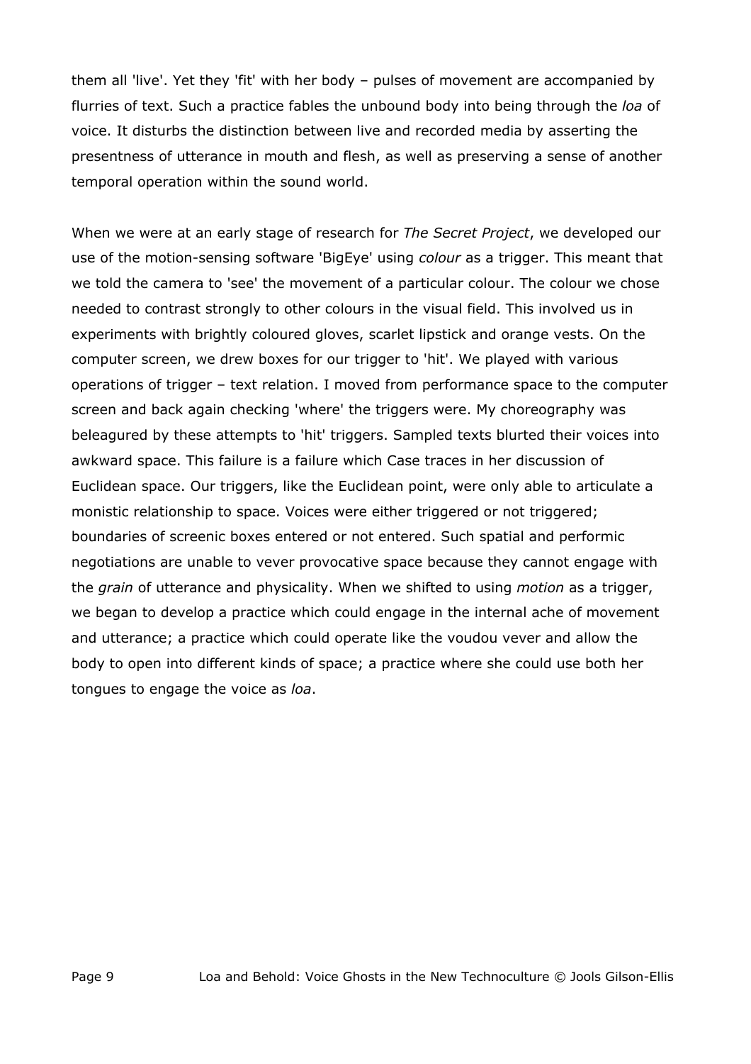them all 'live'. Yet they 'fit' with her body – pulses of movement are accompanied by flurries of text. Such a practice fables the unbound body into being through the *loa* of voice. It disturbs the distinction between live and recorded media by asserting the presentness of utterance in mouth and flesh, as well as preserving a sense of another temporal operation within the sound world.

When we were at an early stage of research for *The Secret Project*, we developed our use of the motion-sensing software 'BigEye' using *colour* as a trigger. This meant that we told the camera to 'see' the movement of a particular colour. The colour we chose needed to contrast strongly to other colours in the visual field. This involved us in experiments with brightly coloured gloves, scarlet lipstick and orange vests. On the computer screen, we drew boxes for our trigger to 'hit'. We played with various operations of trigger – text relation. I moved from performance space to the computer screen and back again checking 'where' the triggers were. My choreography was beleagured by these attempts to 'hit' triggers. Sampled texts blurted their voices into awkward space. This failure is a failure which Case traces in her discussion of Euclidean space. Our triggers, like the Euclidean point, were only able to articulate a monistic relationship to space. Voices were either triggered or not triggered; boundaries of screenic boxes entered or not entered. Such spatial and performic negotiations are unable to vever provocative space because they cannot engage with the *grain* of utterance and physicality. When we shifted to using *motion* as a trigger, we began to develop a practice which could engage in the internal ache of movement and utterance; a practice which could operate like the voudou vever and allow the body to open into different kinds of space; a practice where she could use both her tongues to engage the voice as *loa*.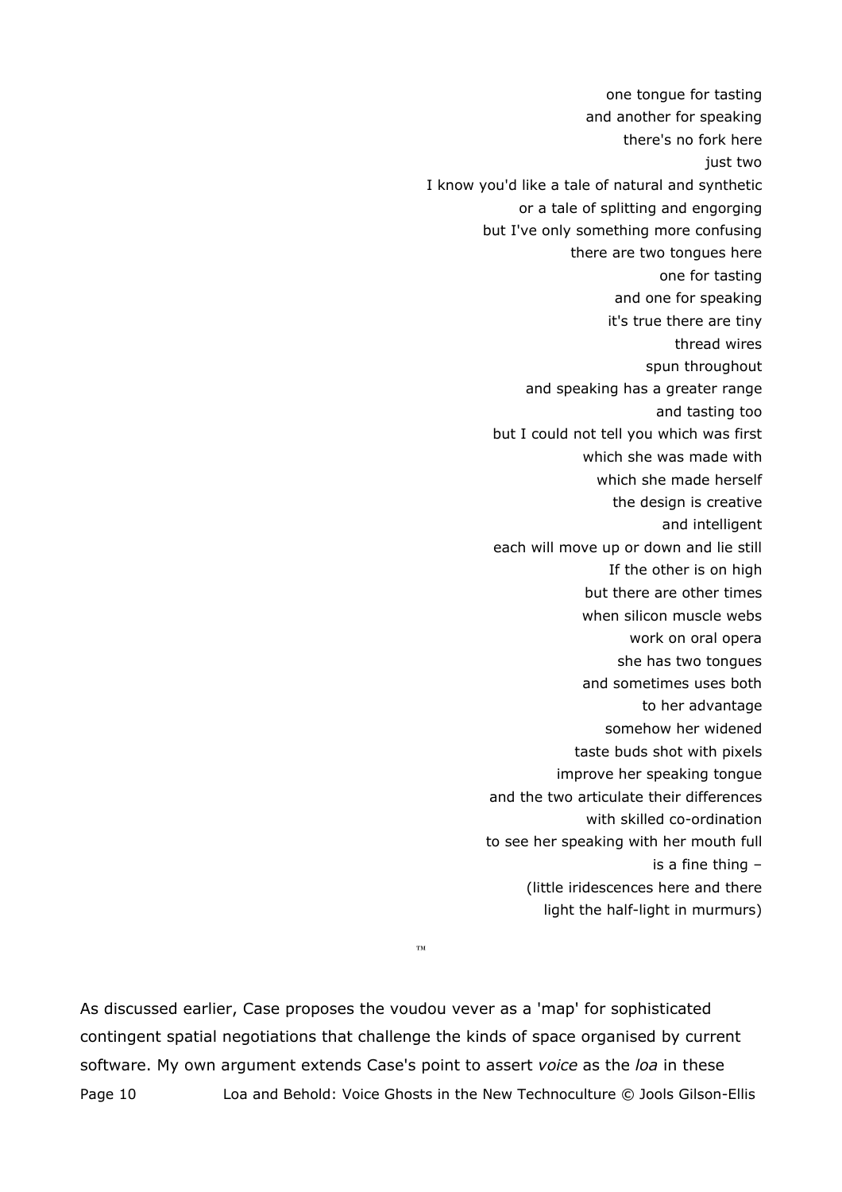one tongue for tasting  
and another for speaking  
there's no fork here  
just two  
I know you'd like a tale of natural and synthetic  
or a tale of splitting and engorging  
but I've only something more confusing  
there are two tongues here  
one for tasting  
and one for speaking  
it's true there are tiny  
thread wires  
spun throughout  
and speaking has a greater range  
and tasting too  
but I could not tell you which was first  
which she was made with  
which she made herself  
the design is creative  
and intelligent  
each will move up or down and lie still  
If the other is on high  
but there are other times  
when silicon muscle webs  
work on oral opera  
she has two tongues  
and sometimes uses both  
to her advantage  
somehow her widened  
taste buds shot with pixels  
improve her speaking tongue  
and the two articulate their differences  
with skilled co-ordination  
to see her speaking with her mouth full  
is a fine thing –  
(little iridescences here and there  
light the half-light in murmurs)

™

As discussed earlier, Case proposes the voudou vever as a 'map' for sophisticated contingent spatial negotiations that challenge the kinds of space organised by current software. My own argument extends Case's point to assert *voice* as the *loa* in these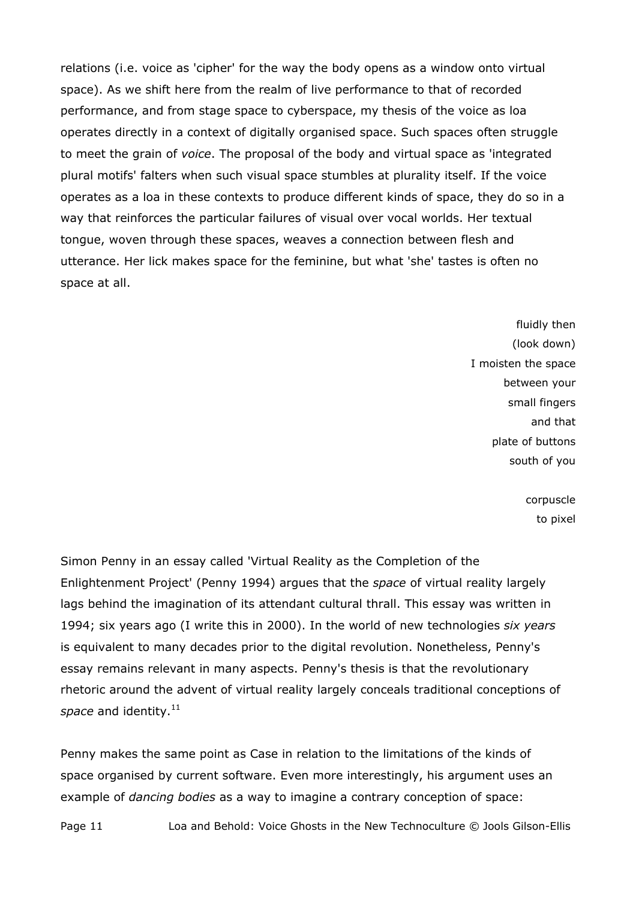relations (i.e. voice as 'cipher' for the way the body opens as a window onto virtual space). As we shift here from the realm of live performance to that of recorded performance, and from stage space to cyberspace, my thesis of the voice as loa operates directly in a context of digitally organised space. Such spaces often struggle to meet the grain of *voice*. The proposal of the body and virtual space as 'integrated plural motifs' falters when such visual space stumbles at plurality itself. If the voice operates as a loa in these contexts to produce different kinds of space, they do so in a way that reinforces the particular failures of visual over vocal worlds. Her textual tongue, woven through these spaces, weaves a connection between flesh and utterance. Her lick makes space for the feminine, but what 'she' tastes is often no space at all.

fluidly then  
(look down)  
I moisten the space  
between your  
small fingers  
and that  
plate of buttons  
south of you

corpuscle  
to pixel

Simon Penny in an essay called 'Virtual Reality as the Completion of the Enlightenment Project' (Penny 1994) argues that the *space* of virtual reality largely lags behind the imagination of its attendant cultural thrall. This essay was written in 1994; six years ago (I write this in 2000). In the world of new technologies *six years* is equivalent to many decades prior to the digital revolution. Nonetheless, Penny's essay remains relevant in many aspects. Penny's thesis is that the revolutionary rhetoric around the advent of virtual reality largely conceals traditional conceptions of *space* and identity.[11]

Penny makes the same point as Case in relation to the limitations of the kinds of space organised by current software. Even more interestingly, his argument uses an example of *dancing bodies* as a way to imagine a contrary conception of space: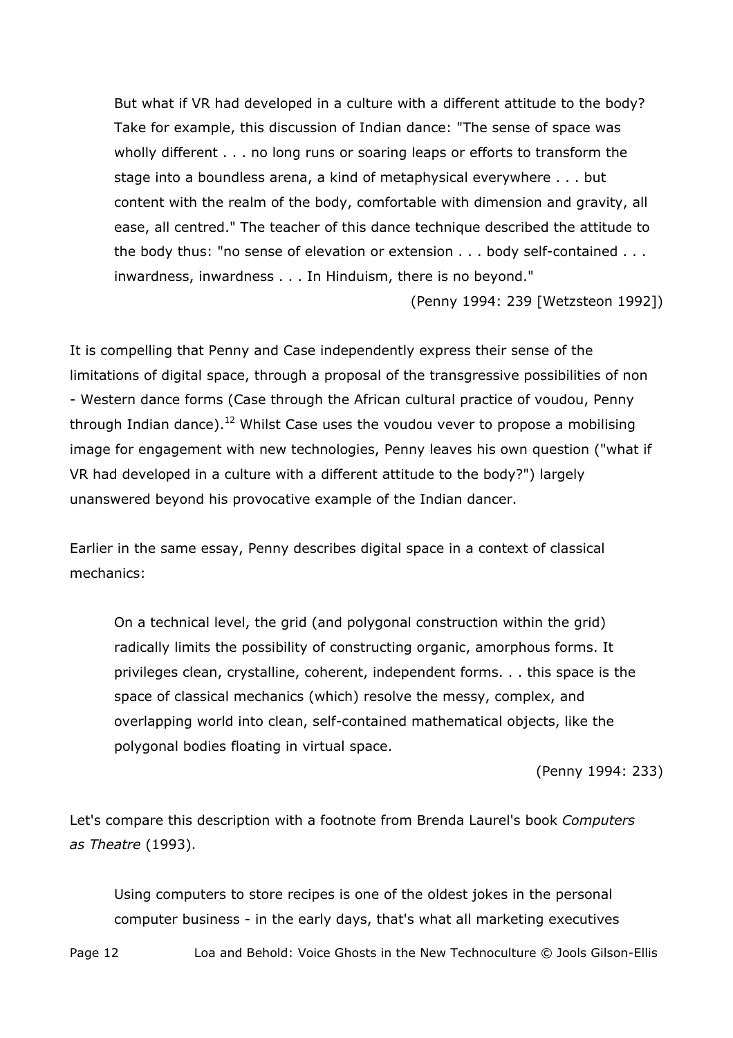> But what if VR had developed in a culture with a different attitude to the body? Take for example, this discussion of Indian dance: "The sense of space was wholly different . . . no long runs or soaring leaps or efforts to transform the stage into a boundless arena, a kind of metaphysical everywhere . . . but content with the realm of the body, comfortable with dimension and gravity, all ease, all centred." The teacher of this dance technique described the attitude to the body thus: "no sense of elevation or extension . . . body self-contained . . . inwardness, inwardness . . . In Hinduism, there is no beyond."
>
> (Penny 1994: 239 [Wetzsteon 1992])

It is compelling that Penny and Case independently express their sense of the limitations of digital space, through a proposal of the transgressive possibilities of non - Western dance forms (Case through the African cultural practice of voudou, Penny through Indian dance).[12] Whilst Case uses the voudou vever to propose a mobilising image for engagement with new technologies, Penny leaves his own question ("what if VR had developed in a culture with a different attitude to the body?") largely unanswered beyond his provocative example of the Indian dancer.

Earlier in the same essay, Penny describes digital space in a context of classical mechanics:

> On a technical level, the grid (and polygonal construction within the grid) radically limits the possibility of constructing organic, amorphous forms. It privileges clean, crystalline, coherent, independent forms. . . this space is the space of classical mechanics (which) resolve the messy, complex, and overlapping world into clean, self-contained mathematical objects, like the polygonal bodies floating in virtual space.
>
> (Penny 1994: 233)

Let's compare this description with a footnote from Brenda Laurel's book *Computers as Theatre* (1993).

> Using computers to store recipes is one of the oldest jokes in the personal computer business - in the early days, that's what all marketing executives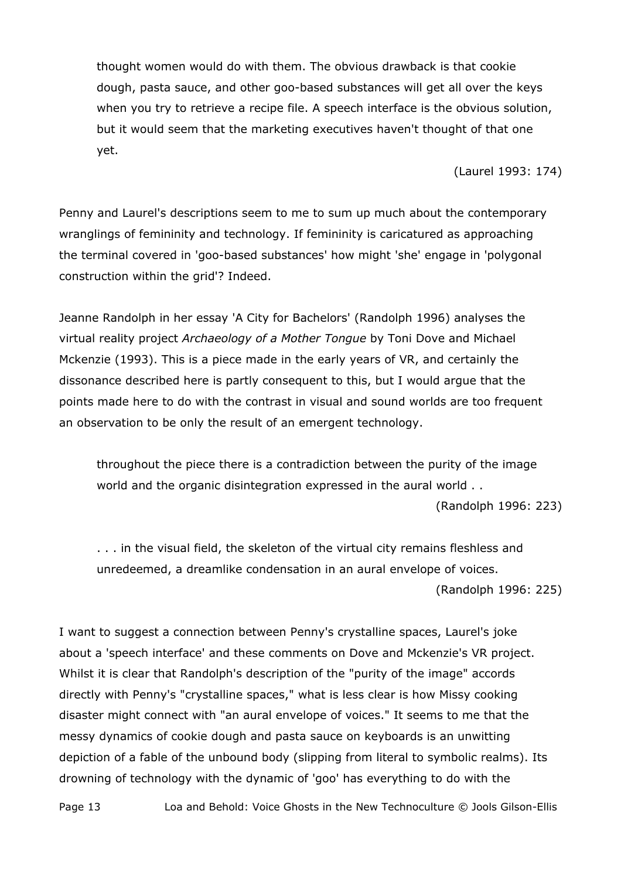> thought women would do with them. The obvious drawback is that cookie dough, pasta sauce, and other goo-based substances will get all over the keys when you try to retrieve a recipe file. A speech interface is the obvious solution, but it would seem that the marketing executives haven't thought of that one yet.
>
> (Laurel 1993: 174)

Penny and Laurel's descriptions seem to me to sum up much about the contemporary wranglings of femininity and technology. If femininity is caricatured as approaching the terminal covered in 'goo-based substances' how might 'she' engage in 'polygonal construction within the grid'? Indeed.

Jeanne Randolph in her essay 'A City for Bachelors' (Randolph 1996) analyses the virtual reality project *Archaeology of a Mother Tongue* by Toni Dove and Michael Mckenzie (1993). This is a piece made in the early years of VR, and certainly the dissonance described here is partly consequent to this, but I would argue that the points made here to do with the contrast in visual and sound worlds are too frequent an observation to be only the result of an emergent technology.

> throughout the piece there is a contradiction between the purity of the image world and the organic disintegration expressed in the aural world . .
>
> (Randolph 1996: 223)

> . . . in the visual field, the skeleton of the virtual city remains fleshless and unredeemed, a dreamlike condensation in an aural envelope of voices.
>
> (Randolph 1996: 225)

I want to suggest a connection between Penny's crystalline spaces, Laurel's joke about a 'speech interface' and these comments on Dove and Mckenzie's VR project. Whilst it is clear that Randolph's description of the "purity of the image" accords directly with Penny's "crystalline spaces," what is less clear is how Missy cooking disaster might connect with "an aural envelope of voices." It seems to me that the messy dynamics of cookie dough and pasta sauce on keyboards is an unwitting depiction of a fable of the unbound body (slipping from literal to symbolic realms). Its drowning of technology with the dynamic of 'goo' has everything to do with the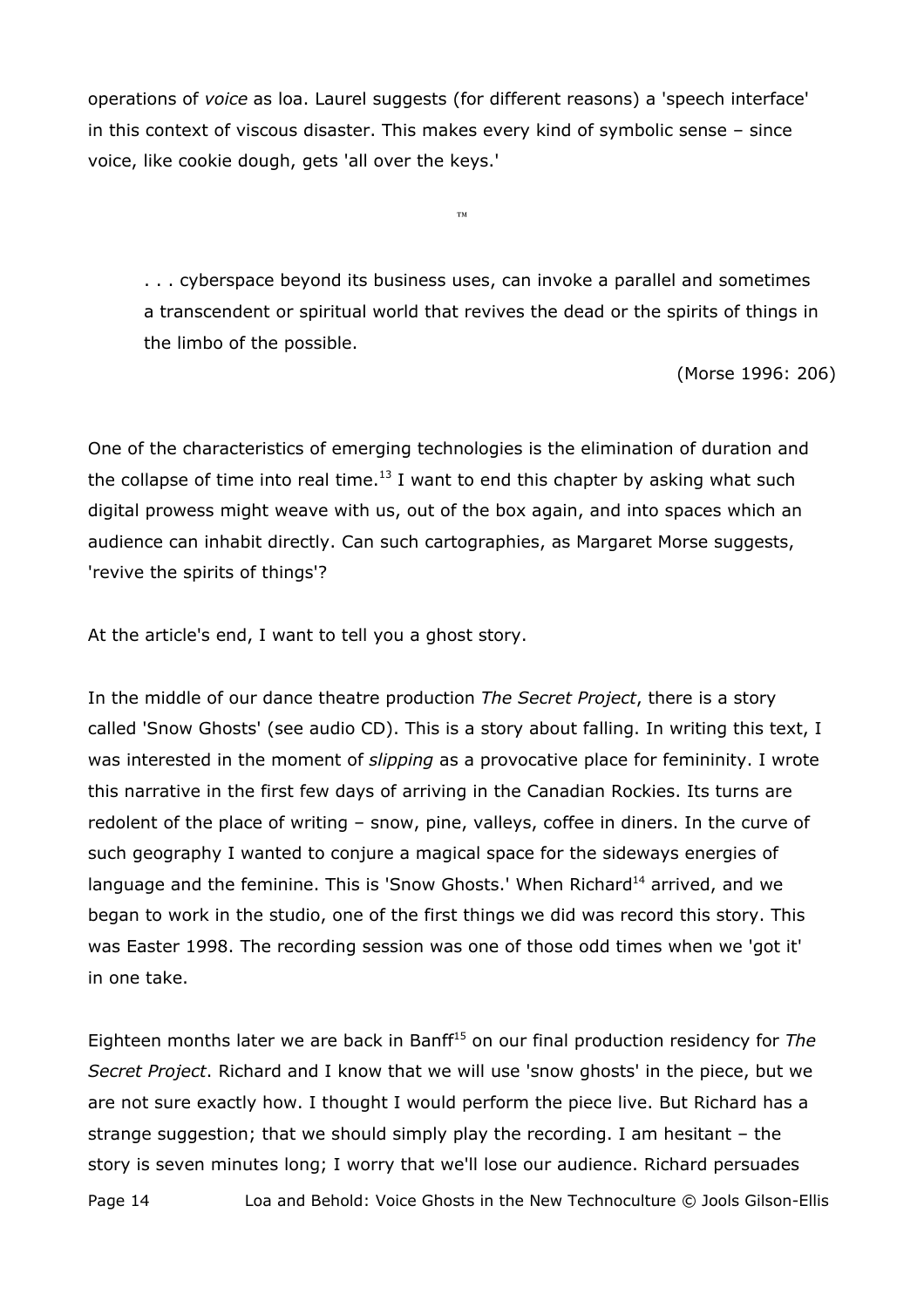operations of *voice* as loa. Laurel suggests (for different reasons) a 'speech interface' in this context of viscous disaster. This makes every kind of symbolic sense – since voice, like cookie dough, gets 'all over the keys.'

™

> . . . cyberspace beyond its business uses, can invoke a parallel and sometimes a transcendent or spiritual world that revives the dead or the spirits of things in the limbo of the possible.
>
> (Morse 1996: 206)

One of the characteristics of emerging technologies is the elimination of duration and the collapse of time into real time.[13] I want to end this chapter by asking what such digital prowess might weave with us, out of the box again, and into spaces which an audience can inhabit directly. Can such cartographies, as Margaret Morse suggests, 'revive the spirits of things'?

At the article's end, I want to tell you a ghost story.

In the middle of our dance theatre production *The Secret Project*, there is a story called 'Snow Ghosts' (see audio CD). This is a story about falling. In writing this text, I was interested in the moment of *slipping* as a provocative place for femininity. I wrote this narrative in the first few days of arriving in the Canadian Rockies. Its turns are redolent of the place of writing – snow, pine, valleys, coffee in diners. In the curve of such geography I wanted to conjure a magical space for the sideways energies of language and the feminine. This is 'Snow Ghosts.' When Richard[14] arrived, and we began to work in the studio, one of the first things we did was record this story. This was Easter 1998. The recording session was one of those odd times when we 'got it' in one take.

Eighteen months later we are back in Banff[15] on our final production residency for *The Secret Project*. Richard and I know that we will use 'snow ghosts' in the piece, but we are not sure exactly how. I thought I would perform the piece live. But Richard has a strange suggestion; that we should simply play the recording. I am hesitant – the story is seven minutes long; I worry that we'll lose our audience. Richard persuades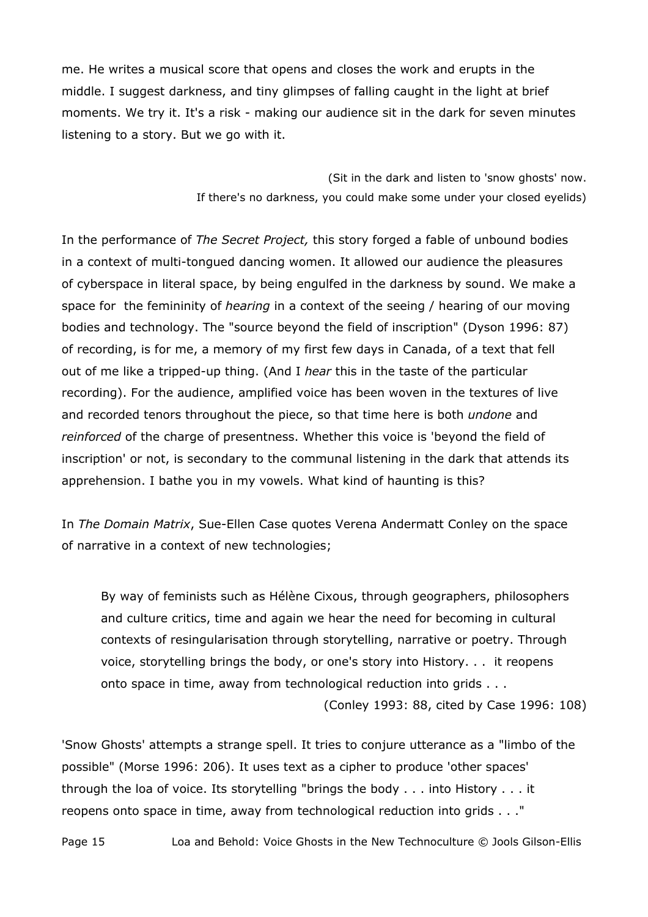me. He writes a musical score that opens and closes the work and erupts in the middle. I suggest darkness, and tiny glimpses of falling caught in the light at brief moments. We try it. It's a risk - making our audience sit in the dark for seven minutes listening to a story. But we go with it.

(Sit in the dark and listen to 'snow ghosts' now.
If there's no darkness, you could make some under your closed eyelids)

In the performance of *The Secret Project,* this story forged a fable of unbound bodies in a context of multi-tongued dancing women. It allowed our audience the pleasures of cyberspace in literal space, by being engulfed in the darkness by sound. We make a space for the femininity of *hearing* in a context of the seeing / hearing of our moving bodies and technology. The "source beyond the field of inscription" (Dyson 1996: 87) of recording, is for me, a memory of my first few days in Canada, of a text that fell out of me like a tripped-up thing. (And I *hear* this in the taste of the particular recording). For the audience, amplified voice has been woven in the textures of live and recorded tenors throughout the piece, so that time here is both *undone* and *reinforced* of the charge of presentness. Whether this voice is 'beyond the field of inscription' or not, is secondary to the communal listening in the dark that attends its apprehension. I bathe you in my vowels. What kind of haunting is this?

In *The Domain Matrix*, Sue-Ellen Case quotes Verena Andermatt Conley on the space of narrative in a context of new technologies;

> By way of feminists such as Hélène Cixous, through geographers, philosophers and culture critics, time and again we hear the need for becoming in cultural contexts of resingularisation through storytelling, narrative or poetry. Through voice, storytelling brings the body, or one's story into History. . . it reopens onto space in time, away from technological reduction into grids . . .
>
> (Conley 1993: 88, cited by Case 1996: 108)

'Snow Ghosts' attempts a strange spell. It tries to conjure utterance as a "limbo of the possible" (Morse 1996: 206). It uses text as a cipher to produce 'other spaces' through the loa of voice. Its storytelling "brings the body . . . into History . . . it reopens onto space in time, away from technological reduction into grids . . ."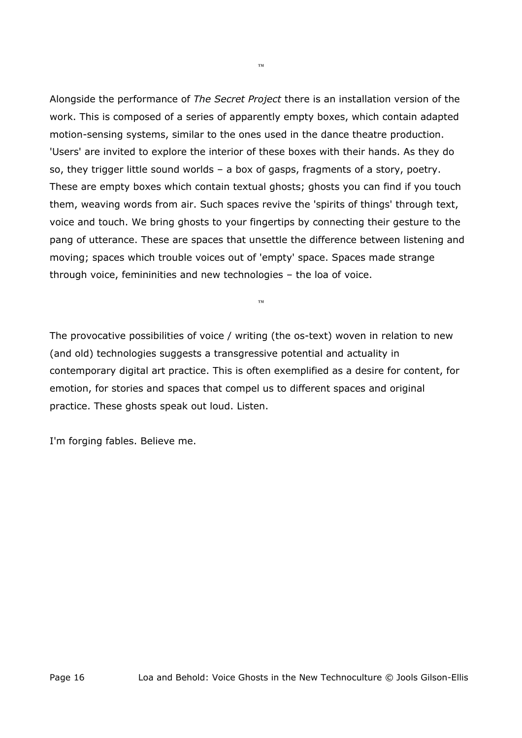™

Alongside the performance of *The Secret Project* there is an installation version of the work. This is composed of a series of apparently empty boxes, which contain adapted motion-sensing systems, similar to the ones used in the dance theatre production. 'Users' are invited to explore the interior of these boxes with their hands. As they do so, they trigger little sound worlds – a box of gasps, fragments of a story, poetry. These are empty boxes which contain textual ghosts; ghosts you can find if you touch them, weaving words from air. Such spaces revive the 'spirits of things' through text, voice and touch. We bring ghosts to your fingertips by connecting their gesture to the pang of utterance. These are spaces that unsettle the difference between listening and moving; spaces which trouble voices out of 'empty' space. Spaces made strange through voice, femininities and new technologies – the loa of voice.

™

The provocative possibilities of voice / writing (the os-text) woven in relation to new (and old) technologies suggests a transgressive potential and actuality in contemporary digital art practice. This is often exemplified as a desire for content, for emotion, for stories and spaces that compel us to different spaces and original practice. These ghosts speak out loud. Listen.

I'm forging fables. Believe me.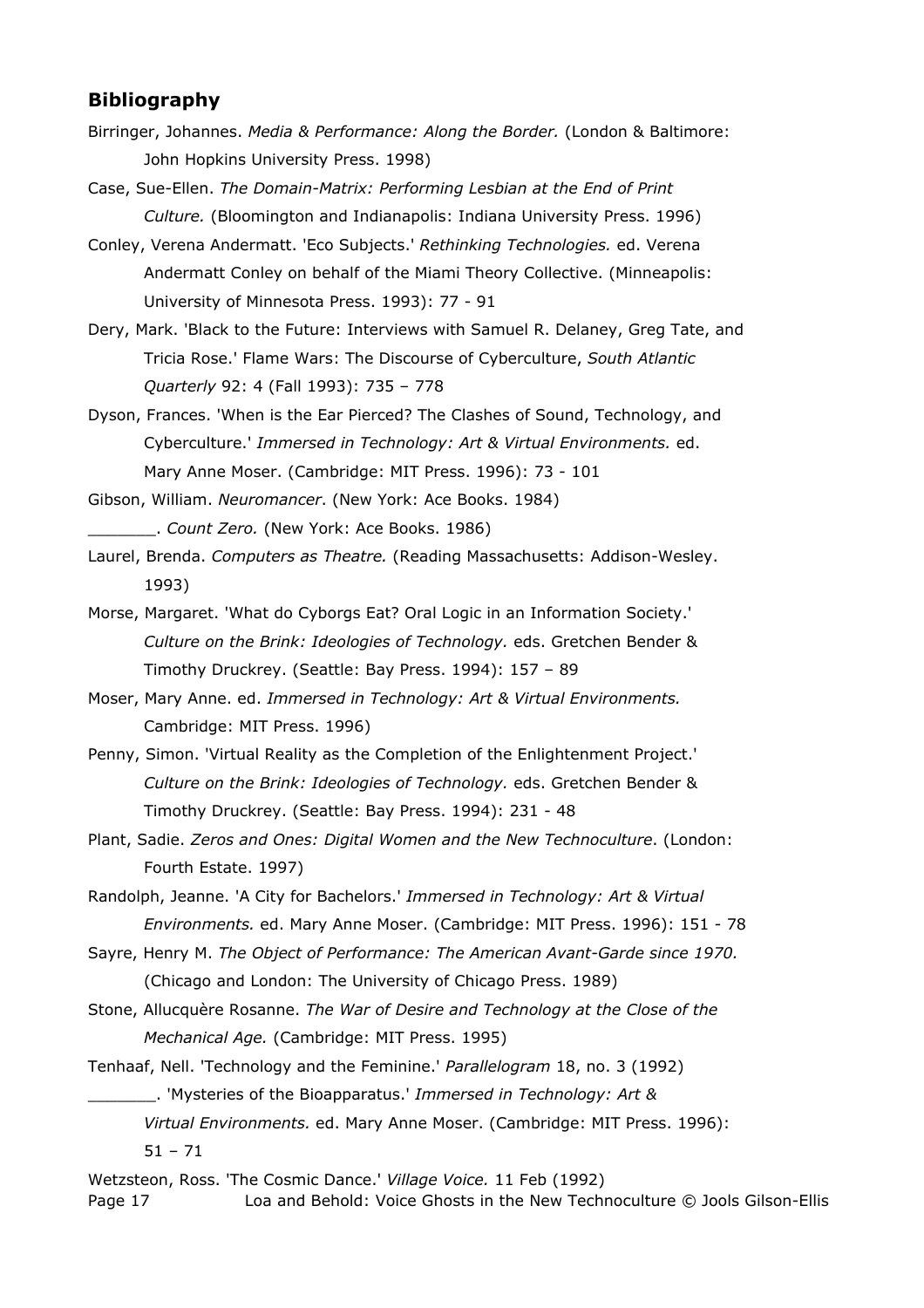## Bibliography

Birringer, Johannes. *Media & Performance: Along the Border.* (London & Baltimore: John Hopkins University Press. 1998)

Case, Sue-Ellen. *The Domain-Matrix: Performing Lesbian at the End of Print Culture.* (Bloomington and Indianapolis: Indiana University Press. 1996)

Conley, Verena Andermatt. 'Eco Subjects.' *Rethinking Technologies.* ed. Verena Andermatt Conley on behalf of the Miami Theory Collective. (Minneapolis: University of Minnesota Press. 1993): 77 - 91

Dery, Mark. 'Black to the Future: Interviews with Samuel R. Delaney, Greg Tate, and Tricia Rose.' Flame Wars: The Discourse of Cyberculture, *South Atlantic Quarterly* 92: 4 (Fall 1993): 735 – 778

Dyson, Frances. 'When is the Ear Pierced? The Clashes of Sound, Technology, and Cyberculture.' *Immersed in Technology: Art & Virtual Environments.* ed. Mary Anne Moser. (Cambridge: MIT Press. 1996): 73 - 101

Gibson, William. *Neuromancer*. (New York: Ace Books. 1984)

_______. *Count Zero.* (New York: Ace Books. 1986)

Laurel, Brenda. *Computers as Theatre.* (Reading Massachusetts: Addison-Wesley. 1993)

Morse, Margaret. 'What do Cyborgs Eat? Oral Logic in an Information Society.' *Culture on the Brink: Ideologies of Technology.* eds. Gretchen Bender & Timothy Druckrey. (Seattle: Bay Press. 1994): 157 – 89

Moser, Mary Anne. ed. *Immersed in Technology: Art & Virtual Environments.* Cambridge: MIT Press. 1996)

Penny, Simon. 'Virtual Reality as the Completion of the Enlightenment Project.' *Culture on the Brink: Ideologies of Technology.* eds. Gretchen Bender & Timothy Druckrey. (Seattle: Bay Press. 1994): 231 - 48

Plant, Sadie. *Zeros and Ones: Digital Women and the New Technoculture*. (London: Fourth Estate. 1997)

Randolph, Jeanne. 'A City for Bachelors.' *Immersed in Technology: Art & Virtual Environments.* ed. Mary Anne Moser. (Cambridge: MIT Press. 1996): 151 - 78

Sayre, Henry M. *The Object of Performance: The American Avant-Garde since 1970.* (Chicago and London: The University of Chicago Press. 1989)

Stone, Allucquère Rosanne. *The War of Desire and Technology at the Close of the Mechanical Age.* (Cambridge: MIT Press. 1995)

Tenhaaf, Nell. 'Technology and the Feminine.' *Parallelogram* 18, no. 3 (1992)

_______. 'Mysteries of the Bioapparatus.' *Immersed in Technology: Art & Virtual Environments.* ed. Mary Anne Moser. (Cambridge: MIT Press. 1996): 51 – 71

Wetzsteon, Ross. 'The Cosmic Dance.' *Village Voice.* 11 Feb (1992)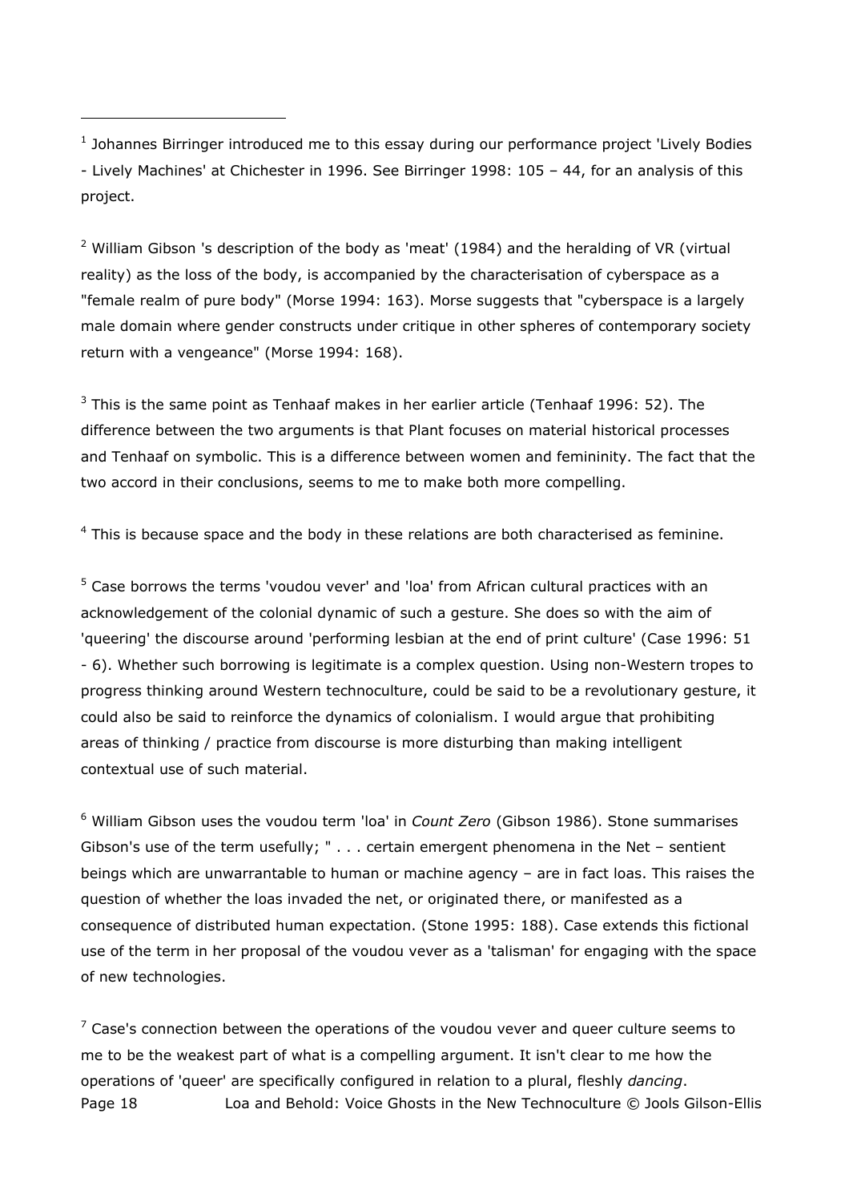[1] Johannes Birringer introduced me to this essay during our performance project 'Lively Bodies - Lively Machines' at Chichester in 1996. See Birringer 1998: 105 – 44, for an analysis of this project.

[2] William Gibson 's description of the body as 'meat' (1984) and the heralding of VR (virtual reality) as the loss of the body, is accompanied by the characterisation of cyberspace as a "female realm of pure body" (Morse 1994: 163). Morse suggests that "cyberspace is a largely male domain where gender constructs under critique in other spheres of contemporary society return with a vengeance" (Morse 1994: 168).

[3] This is the same point as Tenhaaf makes in her earlier article (Tenhaaf 1996: 52). The difference between the two arguments is that Plant focuses on material historical processes and Tenhaaf on symbolic. This is a difference between women and femininity. The fact that the two accord in their conclusions, seems to me to make both more compelling.

[4] This is because space and the body in these relations are both characterised as feminine.

[5] Case borrows the terms 'voudou vever' and 'loa' from African cultural practices with an acknowledgement of the colonial dynamic of such a gesture. She does so with the aim of 'queering' the discourse around 'performing lesbian at the end of print culture' (Case 1996: 51 - 6). Whether such borrowing is legitimate is a complex question. Using non-Western tropes to progress thinking around Western technoculture, could be said to be a revolutionary gesture, it could also be said to reinforce the dynamics of colonialism. I would argue that prohibiting areas of thinking / practice from discourse is more disturbing than making intelligent contextual use of such material.

[6] William Gibson uses the voudou term 'loa' in *Count Zero* (Gibson 1986). Stone summarises Gibson's use of the term usefully; " . . . certain emergent phenomena in the Net – sentient beings which are unwarrantable to human or machine agency – are in fact loas. This raises the question of whether the loas invaded the net, or originated there, or manifested as a consequence of distributed human expectation. (Stone 1995: 188). Case extends this fictional use of the term in her proposal of the voudou vever as a 'talisman' for engaging with the space of new technologies.

[7] Case's connection between the operations of the voudou vever and queer culture seems to me to be the weakest part of what is a compelling argument. It isn't clear to me how the operations of 'queer' are specifically configured in relation to a plural, fleshly *dancing*.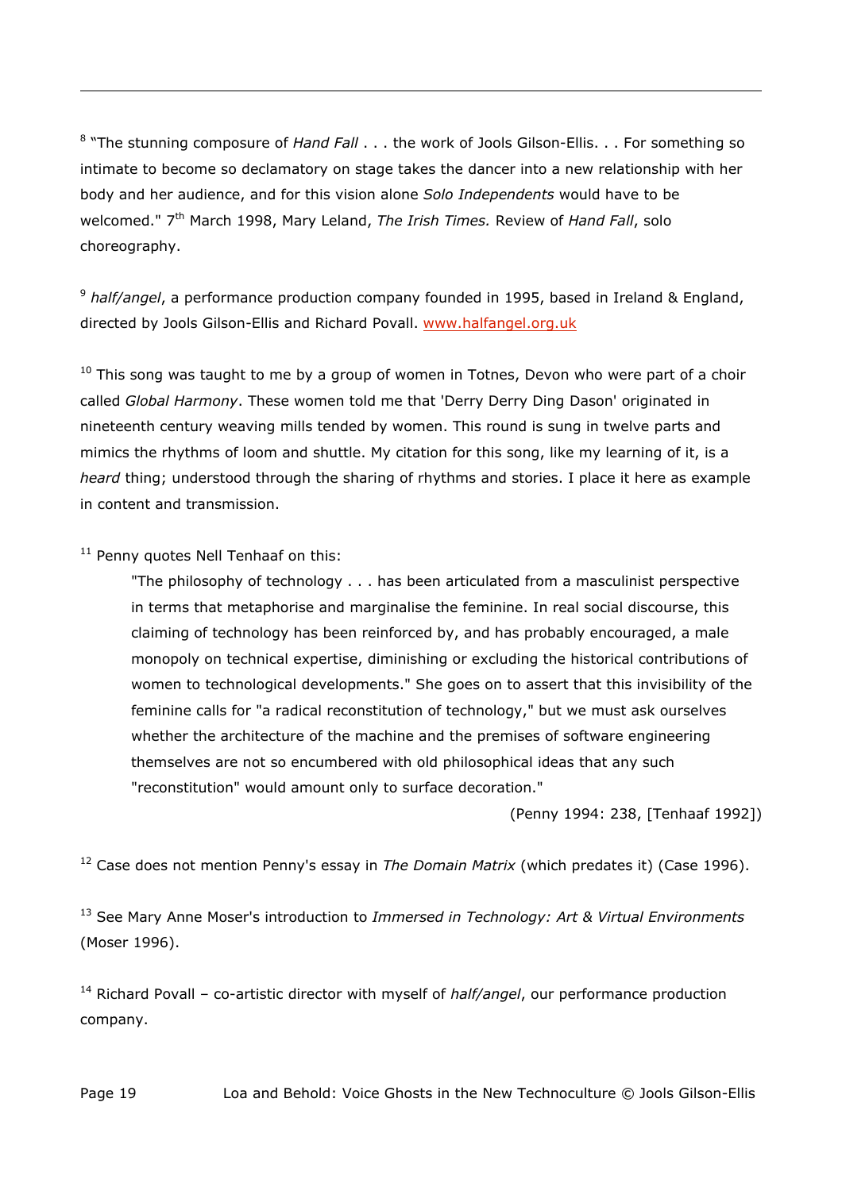[8] "The stunning composure of *Hand Fall* . . . the work of Jools Gilson-Ellis. . . For something so intimate to become so declamatory on stage takes the dancer into a new relationship with her body and her audience, and for this vision alone *Solo Independents* would have to be welcomed." 7th March 1998, Mary Leland, *The Irish Times.* Review of *Hand Fall*, solo choreography.

[9] *half/angel*, a performance production company founded in 1995, based in Ireland & England, directed by Jools Gilson-Ellis and Richard Povall. www.halfangel.org.uk

[10] This song was taught to me by a group of women in Totnes, Devon who were part of a choir called *Global Harmony*. These women told me that 'Derry Derry Ding Dason' originated in nineteenth century weaving mills tended by women. This round is sung in twelve parts and mimics the rhythms of loom and shuttle. My citation for this song, like my learning of it, is a *heard* thing; understood through the sharing of rhythms and stories. I place it here as example in content and transmission.

[11] Penny quotes Nell Tenhaaf on this:

> "The philosophy of technology . . . has been articulated from a masculinist perspective in terms that metaphorise and marginalise the feminine. In real social discourse, this claiming of technology has been reinforced by, and has probably encouraged, a male monopoly on technical expertise, diminishing or excluding the historical contributions of women to technological developments." She goes on to assert that this invisibility of the feminine calls for "a radical reconstitution of technology," but we must ask ourselves whether the architecture of the machine and the premises of software engineering themselves are not so encumbered with old philosophical ideas that any such "reconstitution" would amount only to surface decoration."
>
> (Penny 1994: 238, [Tenhaaf 1992])

[12] Case does not mention Penny's essay in *The Domain Matrix* (which predates it) (Case 1996).

[13] See Mary Anne Moser's introduction to *Immersed in Technology: Art & Virtual Environments* (Moser 1996).

[14] Richard Povall – co-artistic director with myself of *half/angel*, our performance production company.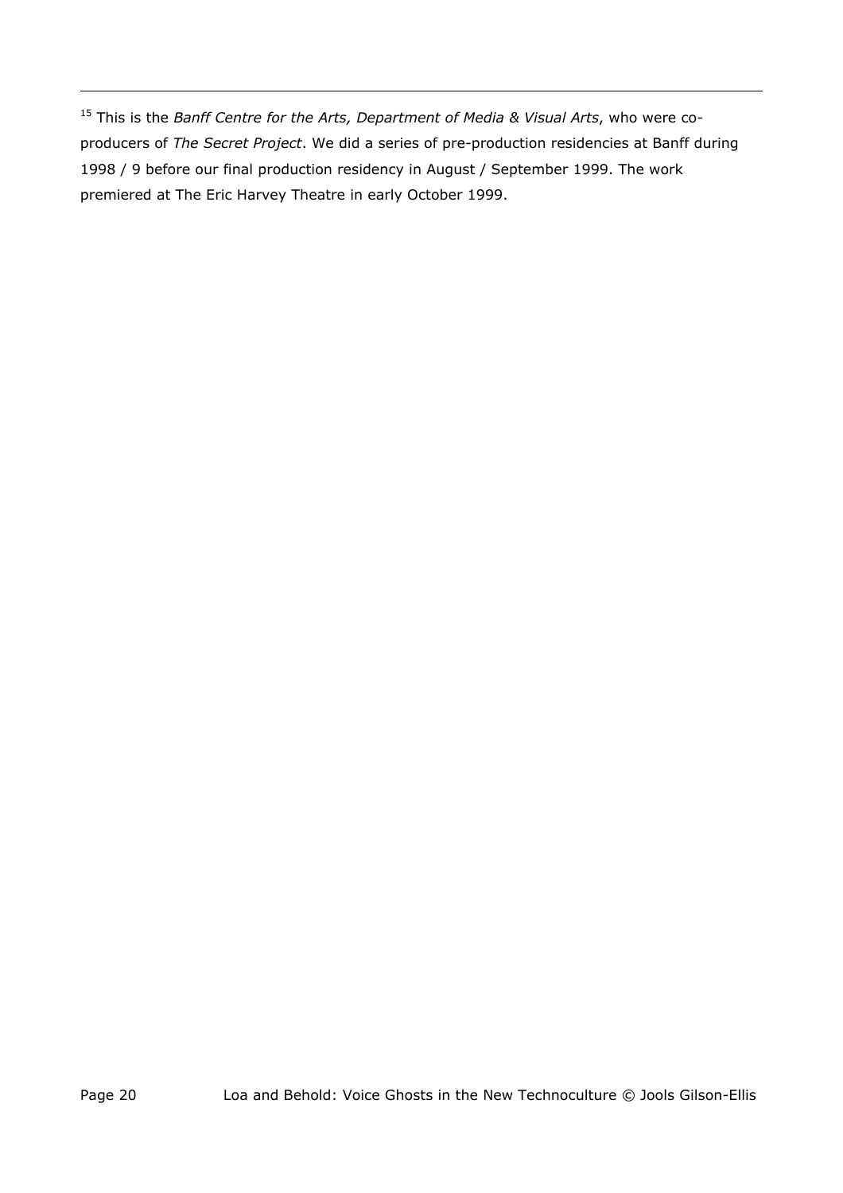[15] This is the *Banff Centre for the Arts, Department of Media & Visual Arts*, who were co-producers of *The Secret Project*. We did a series of pre-production residencies at Banff during 1998 / 9 before our final production residency in August / September 1999. The work premiered at The Eric Harvey Theatre in early October 1999.